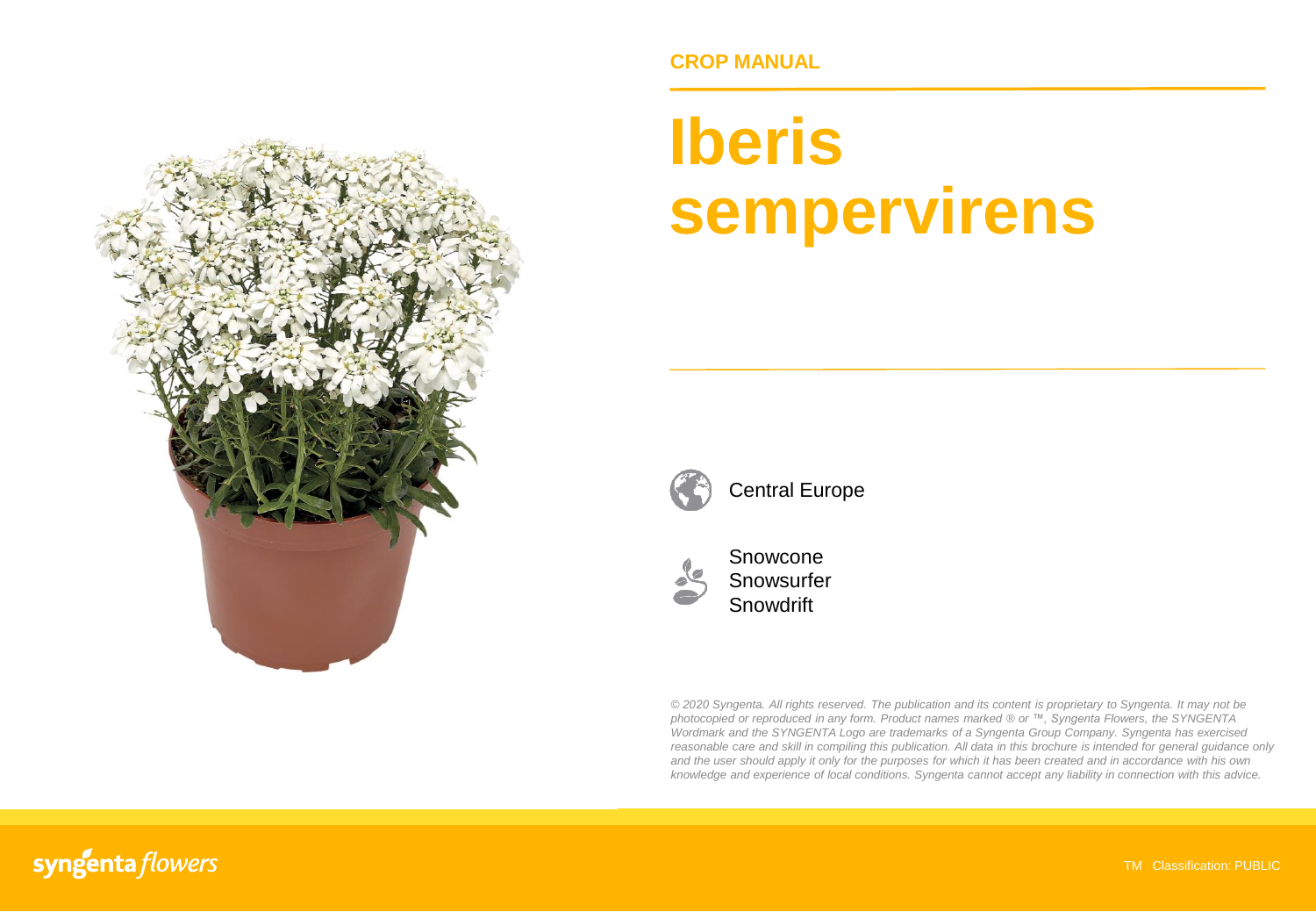**CROP MANUAL**

# Iberis sempervirens

Central Europe

Snowcone
Snowsurfer
Snowdrift

*© 2020 Syngenta. All rights reserved. The publication and its content is proprietary to Syngenta. It may not be photocopied or reproduced in any form. Product names marked ® or ™, Syngenta Flowers, the SYNGENTA Wordmark and the SYNGENTA Logo are trademarks of a Syngenta Group Company. Syngenta has exercised reasonable care and skill in compiling this publication. All data in this brochure is intended for general guidance only and the user should apply it only for the purposes for which it has been created and in accordance with his own knowledge and experience of local conditions. Syngenta cannot accept any liability in connection with this advice.*

syngenta flowers

TM Classification: PUBLIC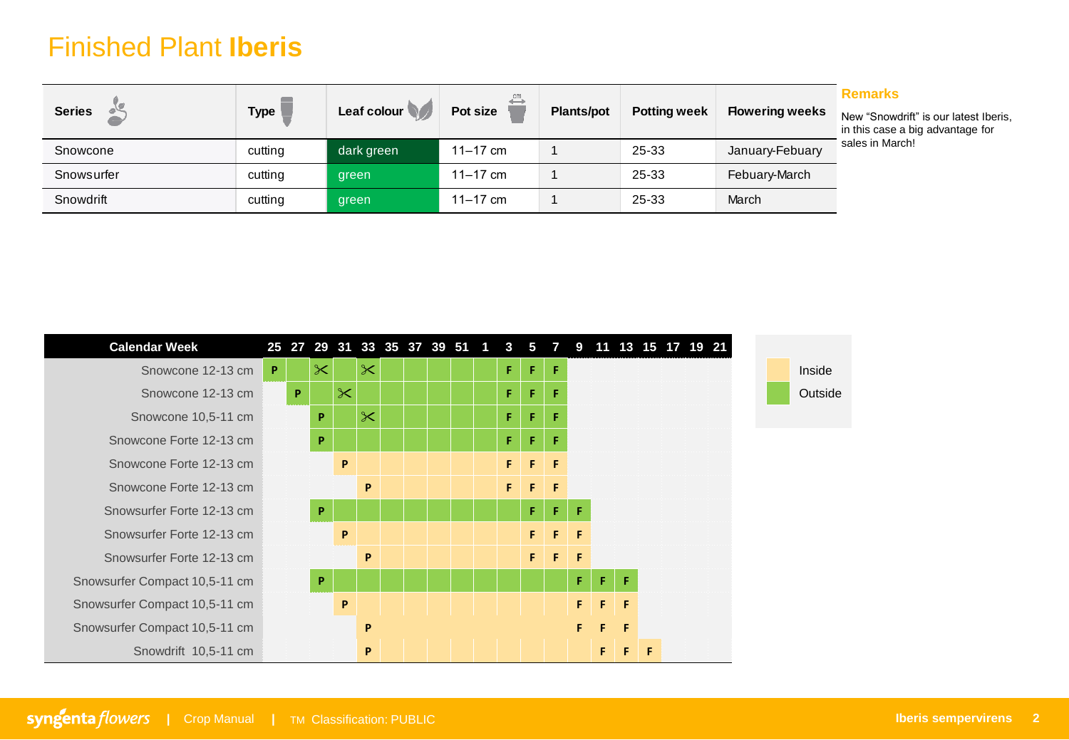# Finished Plant **Iberis**

| Series | Type | Leaf colour | Pot size | Plants/pot | Potting week | Flowering weeks |
|---|---|---|---|---|---|---|
| Snowcone | cutting | dark green | 11–17 cm | 1 | 25-33 | January-Febuary |
| Snowsurfer | cutting | green | 11–17 cm | 1 | 25-33 | Febuary-March |
| Snowdrift | cutting | green | 11–17 cm | 1 | 25-33 | March |

**Remarks**

New "Snowdrift" is our latest Iberis, in this case a big advantage for sales in March!

| Calendar Week | 25 | 27 | 29 | 31 | 33 | 35 | 37 | 39 | 51 | 1 | 3 | 5 | 7 | 9 | 11 | 13 | 15 | 17 | 19 | 21 |
|---|---|---|---|---|---|---|---|---|---|---|---|---|---|---|---|---|---|---|---|---|
| Snowcone 12-13 cm | P | | ✂ | | ✂ | | | | | | F | F | F | | | | | | | |
| Snowcone 12-13 cm | | P | | ✂ | | | | | | | F | F | F | | | | | | | |
| Snowcone 10,5-11 cm | | | P | | ✂ | | | | | | F | F | F | | | | | | | |
| Snowcone Forte 12-13 cm | | | P | | | | | | | | F | F | F | | | | | | | |
| Snowcone Forte 12-13 cm | | | | P | | | | | | | F | F | F | | | | | | | |
| Snowcone Forte 12-13 cm | | | | | P | | | | | | F | F | F | | | | | | | |
| Snowsurfer Forte 12-13 cm | | | P | | | | | | | | | F | F | F | | | | | | |
| Snowsurfer Forte 12-13 cm | | | | P | | | | | | | | F | F | F | | | | | | |
| Snowsurfer Forte 12-13 cm | | | | | P | | | | | | | F | F | F | | | | | | |
| Snowsurfer Compact 10,5-11 cm | | | P | | | | | | | | | | | F | F | F | | | | |
| Snowsurfer Compact 10,5-11 cm | | | | P | | | | | | | | | | F | F | F | | | | |
| Snowsurfer Compact 10,5-11 cm | | | | | P | | | | | | | | | F | F | F | | | | |
| Snowdrift 10,5-11 cm | | | | | P | | | | | | | | | | F | F | F | | | |

Inside

Outside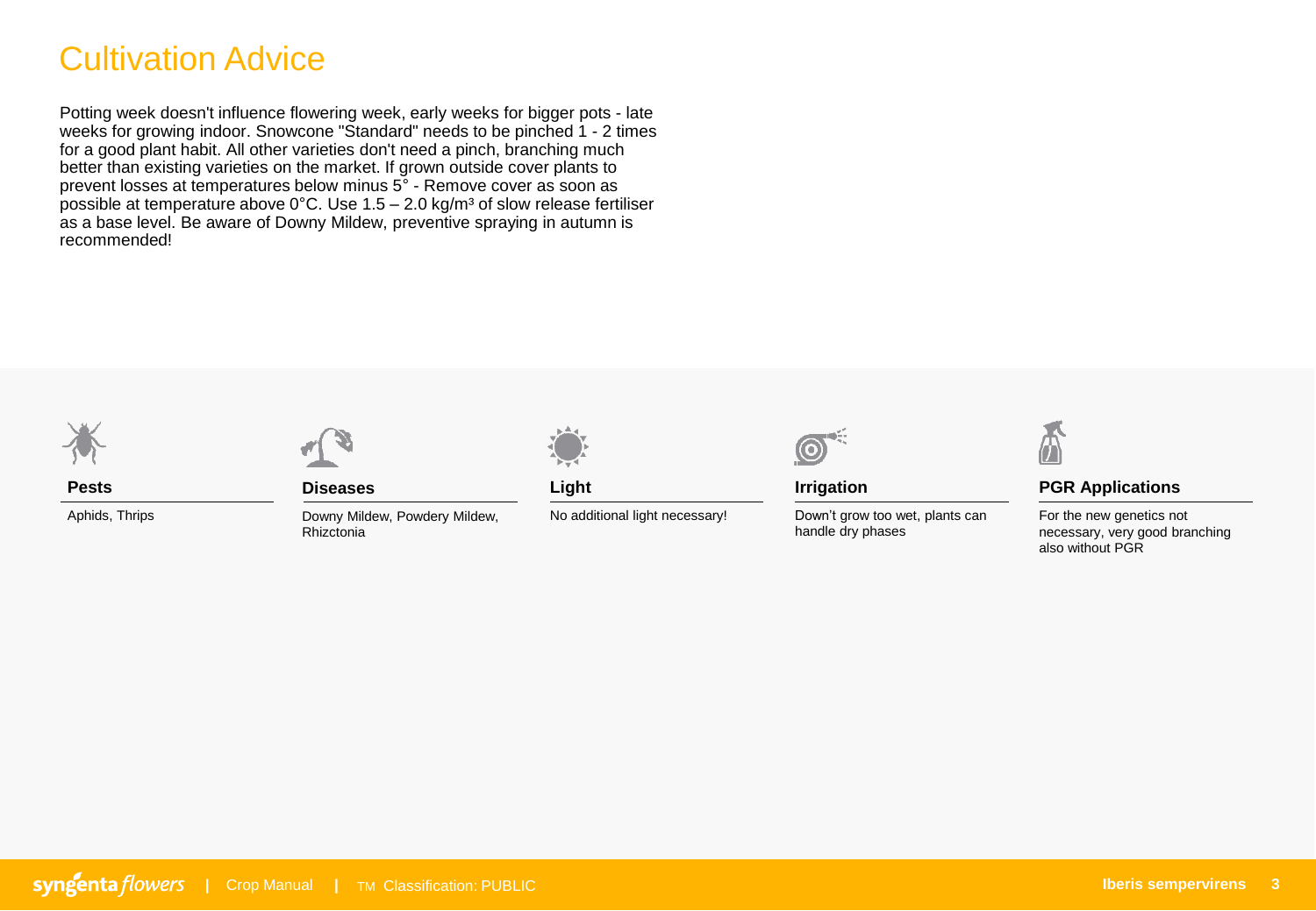# Cultivation Advice

Potting week doesn't influence flowering week, early weeks for bigger pots - late weeks for growing indoor. Snowcone "Standard" needs to be pinched 1 - 2 times for a good plant habit. All other varieties don't need a pinch, branching much better than existing varieties on the market. If grown outside cover plants to prevent losses at temperatures below minus 5° - Remove cover as soon as possible at temperature above 0°C. Use 1.5 – 2.0 kg/m³ of slow release fertiliser as a base level. Be aware of Downy Mildew, preventive spraying in autumn is recommended!

### Pests

Aphids, Thrips

### Diseases

Downy Mildew, Powdery Mildew, Rhizctonia

### Light

No additional light necessary!

### Irrigation

Down't grow too wet, plants can handle dry phases

### PGR Applications

For the new genetics not necessary, very good branching also without PGR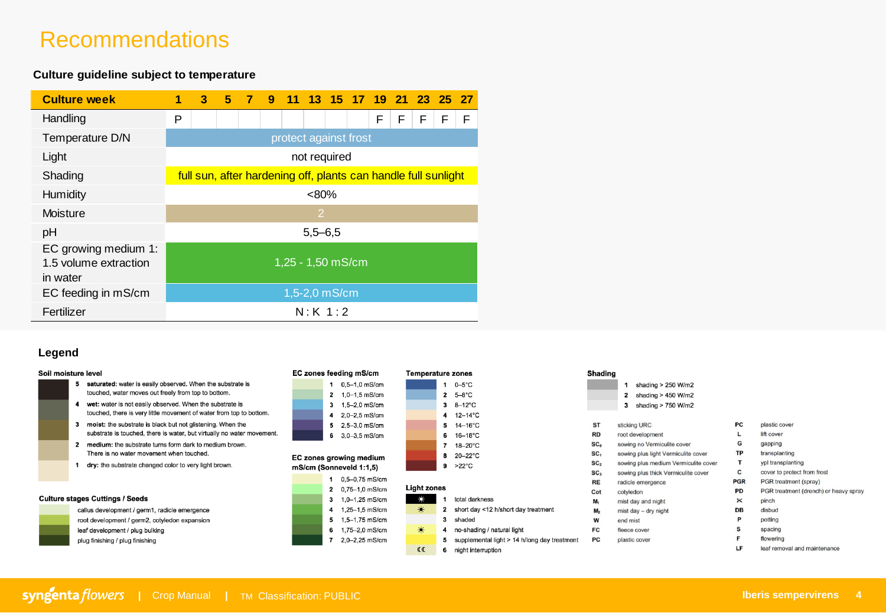# Recommendations

**Culture guideline subject to temperature**

| Culture week | 1 | 3 | 5 | 7 | 9 | 11 | 13 | 15 | 17 | 19 | 21 | 23 | 25 | 27 |
|---|---|---|---|---|---|---|---|---|---|---|---|---|---|---|
| Handling | P | | | | | | | | | F | F | F | F | F |
| Temperature D/N | protect against frost | | | | | | | | | | | | | |
| Light | not required | | | | | | | | | | | | | |
| Shading | full sun, after hardening off, plants can handle full sunlight | | | | | | | | | | | | | |
| Humidity | <80% | | | | | | | | | | | | | |
| Moisture | 2 | | | | | | | | | | | | | |
| pH | 5,5–6,5 | | | | | | | | | | | | | |
| EC growing medium 1: 1.5 volume extraction in water | 1,25 - 1,50 mS/cm | | | | | | | | | | | | | |
| EC feeding in mS/cm | 1,5-2,0 mS/cm | | | | | | | | | | | | | |
| Fertilizer | N : K 1 : 2 | | | | | | | | | | | | | |

## Legend

**Soil moisture level**

- 5 **saturated:** water is easily observed. When the substrate is touched, water moves out freely from top to bottom.
- 4 **wet:** water is not easily observed. When the substrate is touched, there is very little movement of water from top to bottom.
- 3 **moist:** the substrate is black but not glistening. When the substrate is touched, there is water, but virtually no water movement.
- 2 **medium:** the substrate turns form dark to medium brown. There is no water movement when touched.
- 1 **dry:** the substrate changed color to very light brown.

**Culture stages Cuttings / Seeds**

- callus development / germ1, radicle emergence
- root development / germ2, cotyledon expansion
- leaf development / plug bulking
- plug finishing / plug finishing

**EC zones feeding mS/cm**

1. 0,5–1,0 mS/cm
2. 1,0–1,5 mS/cm
3. 1,5–2,0 mS/cm
4. 2,0–2,5 mS/cm
5. 2,5–3,0 mS/cm
6. 3,0–3,5 mS/cm

**EC zones growing medium mS/cm (Sonneveld 1:1,5)**

1. 0,5–0,75 mS/cm
2. 0,75–1,0 mS/cm
3. 1,0–1,25 mS/cm
4. 1,25–1,5 mS/cm
5. 1,5–1,75 mS/cm
6. 1,75–2,0 mS/cm
7. 2,0–2,25 mS/cm

**Temperature zones**

1. 0–5°C
2. 5–8°C
3. 8–12°C
4. 12–14°C
5. 14–16°C
6. 16–18°C
7. 18–20°C
8. 20–22°C
9. >22°C

**Light zones**

1. total darkness
2. short day <12 h/short day treatment
3. shaded
4. no-shading / natural light
5. supplemental light > 14 h/long day treatment
6. night interruption

**Shading**

1. shading > 250 W/m2
2. shading > 450 W/m2
3. shading > 750 W/m2

| | | | |
|---|---|---|---|
| ST | sticking URC | PC | plastic cover |
| RD | root development | L | lift cover |
| $SC_0$ | sowing no Vermiculite cover | G | gapping |
| $SC_1$ | sowing plus light Vermiculite cover | TP | transplanting |
| $SC_2$ | sowing plus medium Vermiculite cover | T | ypl transplanting |
| $SC_3$ | sowing plus thick Vermiculite cover | C | cover to protect from frost |
| RE | radicle emergence | PGR | PGR treatment (spray) |
| Cot | cotyledon | PD | PGR treatment (drench) or heavy spray |
| $M_1$ | mist day and night | ✂ | pinch |
| $M_2$ | mist day – dry night | DB | disbud |
| W | end mist | P | potting |
| FC | fleece cover | S | spacing |
| PC | plastic cover | F | flowering |
| | | LF | leaf removal and maintenance |